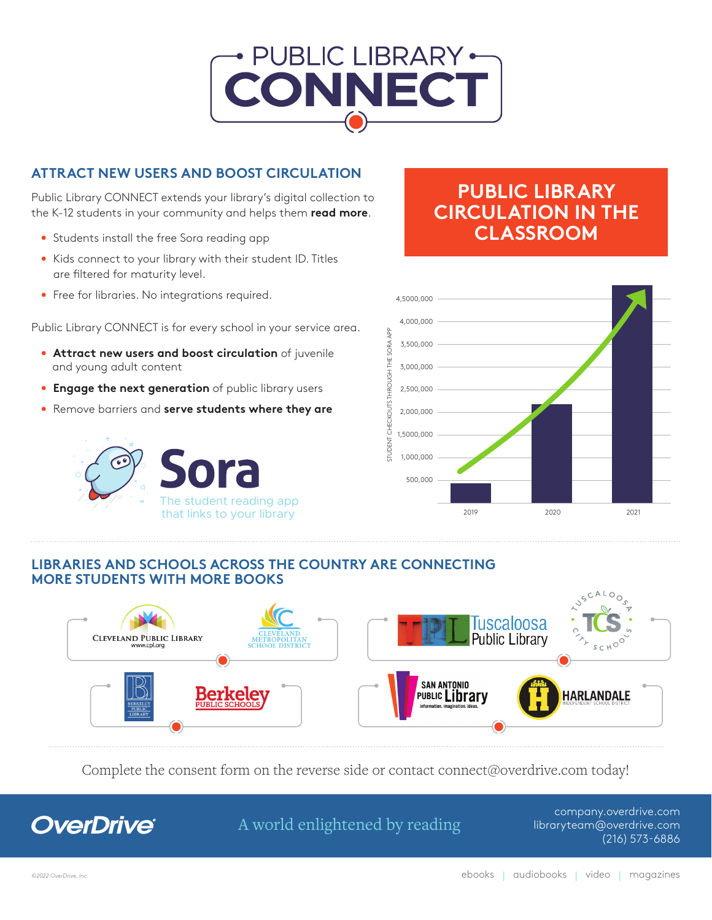# PUBLIC LIBRARY CONNECT

## ATTRACT NEW USERS AND BOOST CIRCULATION

Public Library CONNECT extends your library's digital collection to the K-12 students in your community and helps them **read more**.

- Students install the free Sora reading app
- Kids connect to your library with their student ID. Titles are filtered for maturity level.
- Free for libraries. No integrations required.

Public Library CONNECT is for every school in your service area.

- **Attract new users and boost circulation** of juvenile and young adult content
- **Engage the next generation** of public library users
- Remove barriers and **serve students where they are**

**Sora**
The student reading app that links to your library

## PUBLIC LIBRARY CIRCULATION IN THE CLASSROOM

STUDENT CHECKOUTS THROUGH THE SORA APP

4,5000,000
4,000,000
3,500,000
3,000,000
2,500,000
2,000,000
1,5000,000
1,000,000
500,000

2019 | 2020 | 2021

## LIBRARIES AND SCHOOLS ACROSS THE COUNTRY ARE CONNECTING MORE STUDENTS WITH MORE BOOKS

- Cleveland Public Library (www.cpl.org) — Cleveland Metropolitan School District
- Tuscaloosa Public Library — Tuscaloosa City Schools (TCS)
- Berkeley Public Library — Berkeley Public Schools
- San Antonio Public Library (information. imagination. ideas.) — Harlandale Independent School District

Complete the consent form on the reverse side or contact connect@overdrive.com today!

**OverDrive**

A world enlightened by reading

company.overdrive.com
libraryteam@overdrive.com
(216) 573-6886

©2022 OverDrive, Inc.

ebooks | audiobooks | video | magazines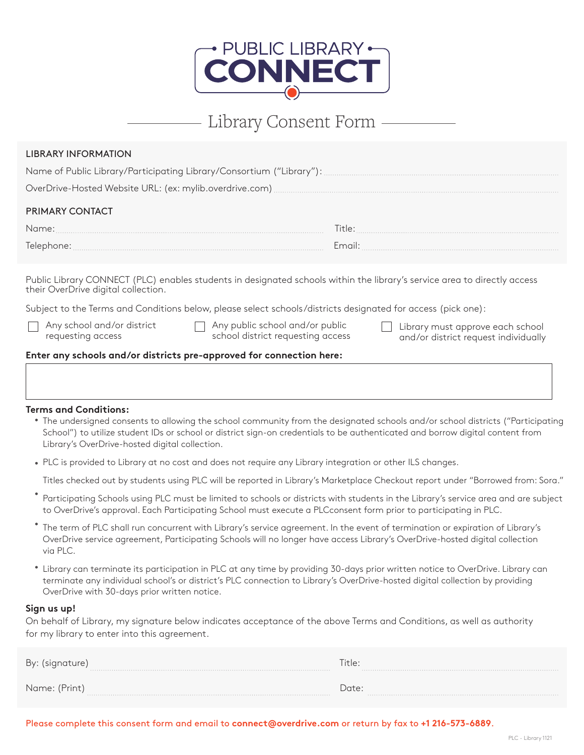# PUBLIC LIBRARY CONNECT

## Library Consent Form

### LIBRARY INFORMATION

Name of Public Library/Participating Library/Consortium ("Library"): ..............................

OverDrive-Hosted Website URL: (ex: mylib.overdrive.com) ..............................

### PRIMARY CONTACT

Name: .............................. Title: ..............................

Telephone: .............................. Email: ..............................

Public Library CONNECT (PLC) enables students in designated schools within the library's service area to directly access their OverDrive digital collection.

Subject to the Terms and Conditions below, please select schools/districts designated for access (pick one):

- ☐ Any school and/or district requesting access
- ☐ Any public school and/or public school district requesting access
- ☐ Library must approve each school and/or district request individually

**Enter any schools and/or districts pre-approved for connection here:**

**Terms and Conditions:**

- The undersigned consents to allowing the school community from the designated schools and/or school districts ("Participating School") to utilize student IDs or school or district sign-on credentials to be authenticated and borrow digital content from Library's OverDrive-hosted digital collection.
- PLC is provided to Library at no cost and does not require any Library integration or other ILS changes.

  Titles checked out by students using PLC will be reported in Library's Marketplace Checkout report under "Borrowed from: Sora."
- Participating Schools using PLC must be limited to schools or districts with students in the Library's service area and are subject to OverDrive's approval. Each Participating School must execute a PLCconsent form prior to participating in PLC.
- The term of PLC shall run concurrent with Library's service agreement. In the event of termination or expiration of Library's OverDrive service agreement, Participating Schools will no longer have access Library's OverDrive-hosted digital collection via PLC.
- Library can terminate its participation in PLC at any time by providing 30-days prior written notice to OverDrive. Library can terminate any individual school's or district's PLC connection to Library's OverDrive-hosted digital collection by providing OverDrive with 30-days prior written notice.

**Sign us up!**

On behalf of Library, my signature below indicates acceptance of the above Terms and Conditions, as well as authority for my library to enter into this agreement.

By: (signature) .............................. Title: ..............................

Name: (Print) .............................. Date: ..............................

Please complete this consent form and email to **connect@overdrive.com** or return by fax to **+1 216-573-6889**.

PLC - Library 1121